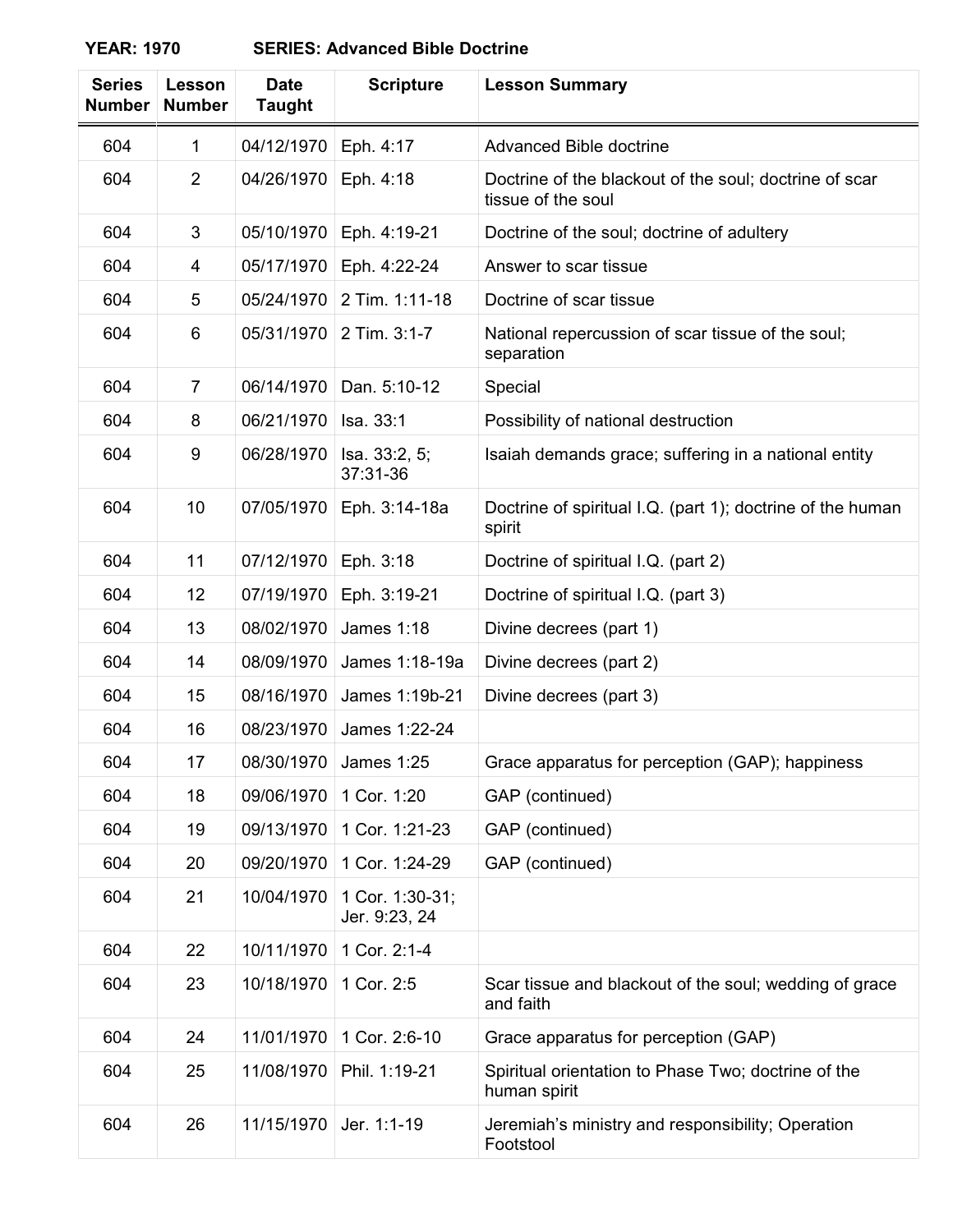**YEAR: 1970 SERIES: Advanced Bible Doctrine**

| Series Number | Lesson Number | Date Taught | Scripture | Lesson Summary |
|---|---|---|---|---|
| 604 | 1 | 04/12/1970 | Eph. 4:17 | Advanced Bible doctrine |
| 604 | 2 | 04/26/1970 | Eph. 4:18 | Doctrine of the blackout of the soul; doctrine of scar tissue of the soul |
| 604 | 3 | 05/10/1970 | Eph. 4:19-21 | Doctrine of the soul; doctrine of adultery |
| 604 | 4 | 05/17/1970 | Eph. 4:22-24 | Answer to scar tissue |
| 604 | 5 | 05/24/1970 | 2 Tim. 1:11-18 | Doctrine of scar tissue |
| 604 | 6 | 05/31/1970 | 2 Tim. 3:1-7 | National repercussion of scar tissue of the soul; separation |
| 604 | 7 | 06/14/1970 | Dan. 5:10-12 | Special |
| 604 | 8 | 06/21/1970 | Isa. 33:1 | Possibility of national destruction |
| 604 | 9 | 06/28/1970 | Isa. 33:2, 5; 37:31-36 | Isaiah demands grace; suffering in a national entity |
| 604 | 10 | 07/05/1970 | Eph. 3:14-18a | Doctrine of spiritual I.Q. (part 1); doctrine of the human spirit |
| 604 | 11 | 07/12/1970 | Eph. 3:18 | Doctrine of spiritual I.Q. (part 2) |
| 604 | 12 | 07/19/1970 | Eph. 3:19-21 | Doctrine of spiritual I.Q. (part 3) |
| 604 | 13 | 08/02/1970 | James 1:18 | Divine decrees (part 1) |
| 604 | 14 | 08/09/1970 | James 1:18-19a | Divine decrees (part 2) |
| 604 | 15 | 08/16/1970 | James 1:19b-21 | Divine decrees (part 3) |
| 604 | 16 | 08/23/1970 | James 1:22-24 | |
| 604 | 17 | 08/30/1970 | James 1:25 | Grace apparatus for perception (GAP); happiness |
| 604 | 18 | 09/06/1970 | 1 Cor. 1:20 | GAP (continued) |
| 604 | 19 | 09/13/1970 | 1 Cor. 1:21-23 | GAP (continued) |
| 604 | 20 | 09/20/1970 | 1 Cor. 1:24-29 | GAP (continued) |
| 604 | 21 | 10/04/1970 | 1 Cor. 1:30-31; Jer. 9:23, 24 | |
| 604 | 22 | 10/11/1970 | 1 Cor. 2:1-4 | |
| 604 | 23 | 10/18/1970 | 1 Cor. 2:5 | Scar tissue and blackout of the soul; wedding of grace and faith |
| 604 | 24 | 11/01/1970 | 1 Cor. 2:6-10 | Grace apparatus for perception (GAP) |
| 604 | 25 | 11/08/1970 | Phil. 1:19-21 | Spiritual orientation to Phase Two; doctrine of the human spirit |
| 604 | 26 | 11/15/1970 | Jer. 1:1-19 | Jeremiah's ministry and responsibility; Operation Footstool |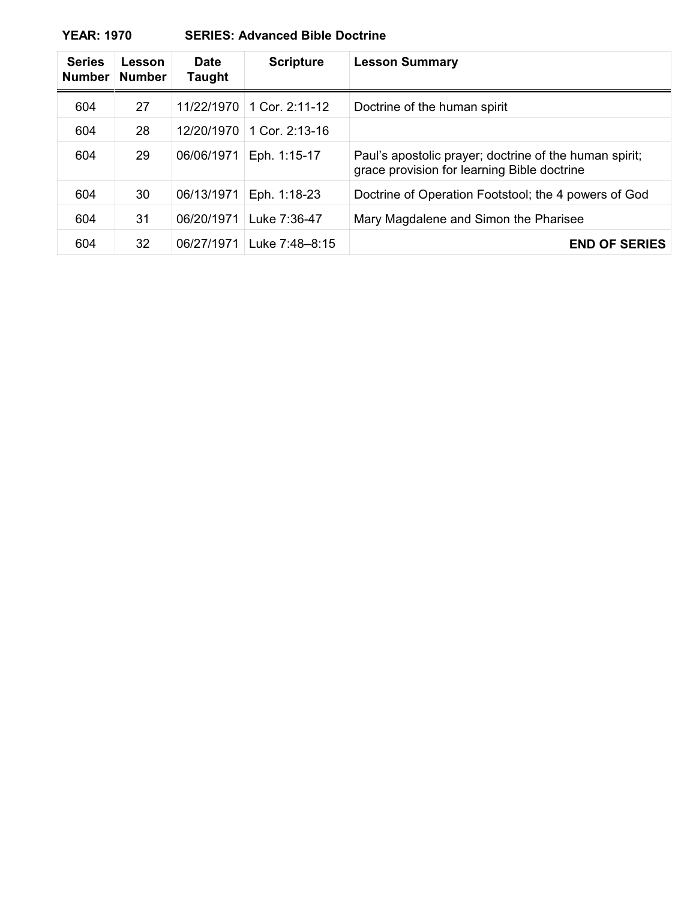**YEAR: 1970 SERIES: Advanced Bible Doctrine**

| Series Number | Lesson Number | Date Taught | Scripture | Lesson Summary |
|---|---|---|---|---|
| 604 | 27 | 11/22/1970 | 1 Cor. 2:11-12 | Doctrine of the human spirit |
| 604 | 28 | 12/20/1970 | 1 Cor. 2:13-16 | |
| 604 | 29 | 06/06/1971 | Eph. 1:15-17 | Paul's apostolic prayer; doctrine of the human spirit; grace provision for learning Bible doctrine |
| 604 | 30 | 06/13/1971 | Eph. 1:18-23 | Doctrine of Operation Footstool; the 4 powers of God |
| 604 | 31 | 06/20/1971 | Luke 7:36-47 | Mary Magdalene and Simon the Pharisee |
| 604 | 32 | 06/27/1971 | Luke 7:48–8:15 | **END OF SERIES** |